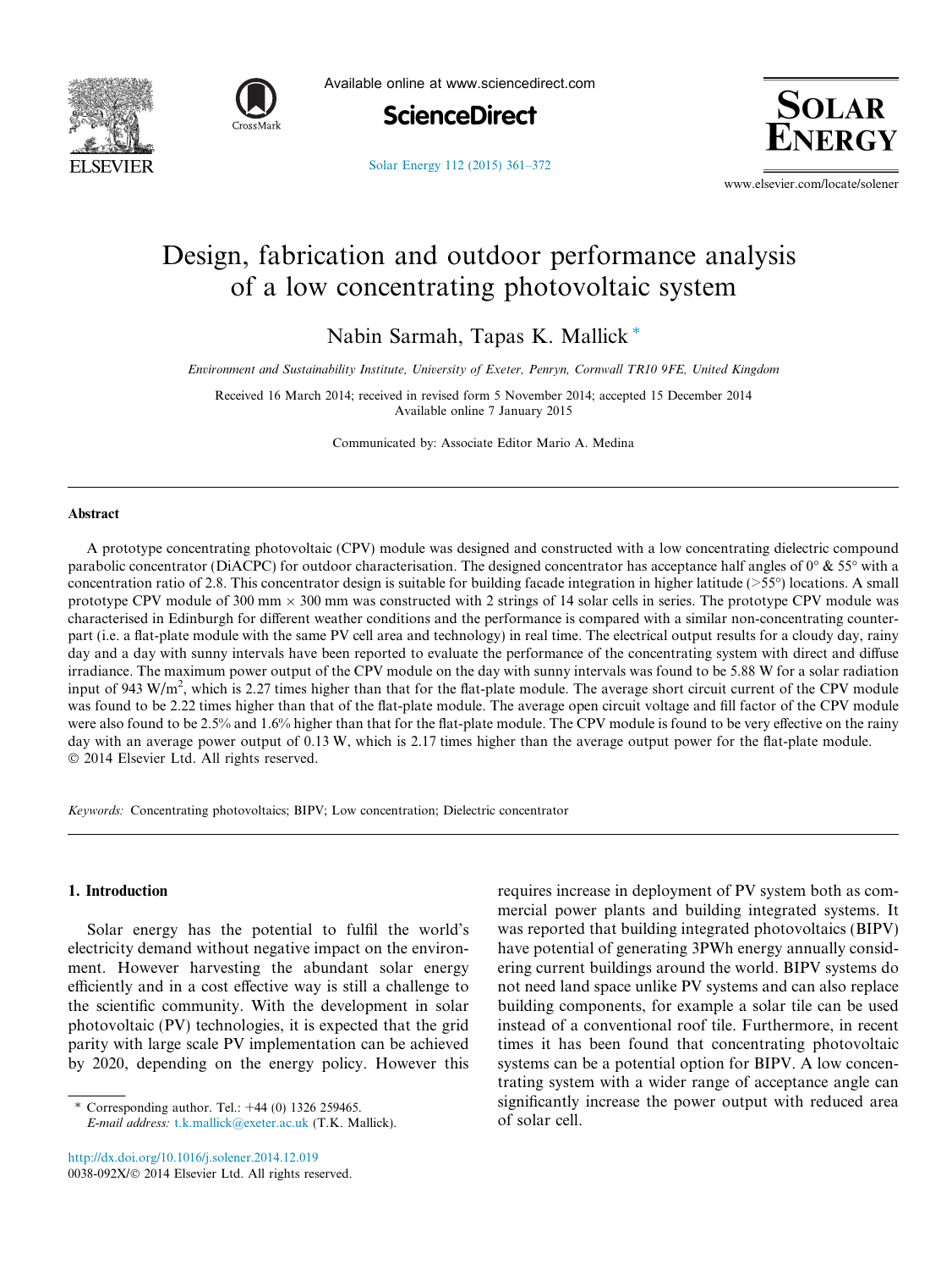# Design, fabrication and outdoor performance analysis of a low concentrating photovoltaic system

Nabin Sarmah, Tapas K. Mallick *

*Environment and Sustainability Institute, University of Exeter, Penryn, Cornwall TR10 9FE, United Kingdom*

Received 16 March 2014; received in revised form 5 November 2014; accepted 15 December 2014
Available online 7 January 2015

Communicated by: Associate Editor Mario A. Medina

## Abstract

A prototype concentrating photovoltaic (CPV) module was designed and constructed with a low concentrating dielectric compound parabolic concentrator (DiACPC) for outdoor characterisation. The designed concentrator has acceptance half angles of 0° & 55° with a concentration ratio of 2.8. This concentrator design is suitable for building facade integration in higher latitude (>55°) locations. A small prototype CPV module of 300 mm × 300 mm was constructed with 2 strings of 14 solar cells in series. The prototype CPV module was characterised in Edinburgh for different weather conditions and the performance is compared with a similar non-concentrating counterpart (i.e. a flat-plate module with the same PV cell area and technology) in real time. The electrical output results for a cloudy day, rainy day and a day with sunny intervals have been reported to evaluate the performance of the concentrating system with direct and diffuse irradiance. The maximum power output of the CPV module on the day with sunny intervals was found to be 5.88 W for a solar radiation input of 943 W/m$^2$, which is 2.27 times higher than that for the flat-plate module. The average short circuit current of the CPV module was found to be 2.22 times higher than that of the flat-plate module. The average open circuit voltage and fill factor of the CPV module were also found to be 2.5% and 1.6% higher than that for the flat-plate module. The CPV module is found to be very effective on the rainy day with an average power output of 0.13 W, which is 2.17 times higher than the average output power for the flat-plate module.
© 2014 Elsevier Ltd. All rights reserved.

*Keywords:* Concentrating photovoltaics; BIPV; Low concentration; Dielectric concentrator

## 1. Introduction

Solar energy has the potential to fulfil the world's electricity demand without negative impact on the environment. However harvesting the abundant solar energy efficiently and in a cost effective way is still a challenge to the scientific community. With the development in solar photovoltaic (PV) technologies, it is expected that the grid parity with large scale PV implementation can be achieved by 2020, depending on the energy policy. However this requires increase in deployment of PV system both as commercial power plants and building integrated systems. It was reported that building integrated photovoltaics (BIPV) have potential of generating 3PWh energy annually considering current buildings around the world. BIPV systems do not need land space unlike PV systems and can also replace building components, for example a solar tile can be used instead of a conventional roof tile. Furthermore, in recent times it has been found that concentrating photovoltaic systems can be a potential option for BIPV. A low concentrating system with a wider range of acceptance angle can significantly increase the power output with reduced area of solar cell.

* Corresponding author. Tel.: +44 (0) 1326 259465.
*E-mail address:* t.k.mallick@exeter.ac.uk (T.K. Mallick).

http://dx.doi.org/10.1016/j.solener.2014.12.019
0038-092X/© 2014 Elsevier Ltd. All rights reserved.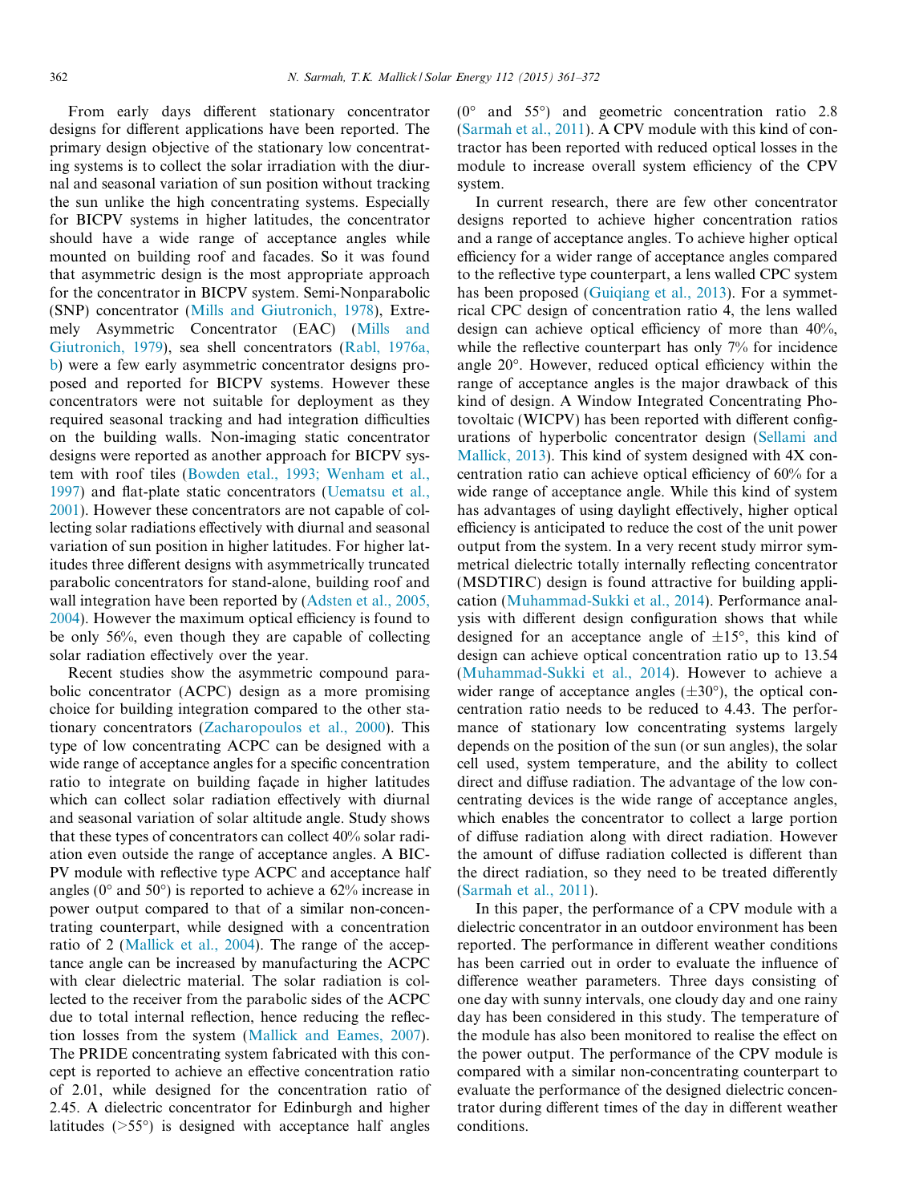From early days different stationary concentrator designs for different applications have been reported. The primary design objective of the stationary low concentrating systems is to collect the solar irradiation with the diurnal and seasonal variation of sun position without tracking the sun unlike the high concentrating systems. Especially for BICPV systems in higher latitudes, the concentrator should have a wide range of acceptance angles while mounted on building roof and facades. So it was found that asymmetric design is the most appropriate approach for the concentrator in BICPV system. Semi-Nonparabolic (SNP) concentrator (Mills and Giutronich, 1978), Extremely Asymmetric Concentrator (EAC) (Mills and Giutronich, 1979), sea shell concentrators (Rabl, 1976a, b) were a few early asymmetric concentrator designs proposed and reported for BICPV systems. However these concentrators were not suitable for deployment as they required seasonal tracking and had integration difficulties on the building walls. Non-imaging static concentrator designs were reported as another approach for BICPV system with roof tiles (Bowden etal., 1993; Wenham et al., 1997) and flat-plate static concentrators (Uematsu et al., 2001). However these concentrators are not capable of collecting solar radiations effectively with diurnal and seasonal variation of sun position in higher latitudes. For higher latitudes three different designs with asymmetrically truncated parabolic concentrators for stand-alone, building roof and wall integration have been reported by (Adsten et al., 2005, 2004). However the maximum optical efficiency is found to be only 56%, even though they are capable of collecting solar radiation effectively over the year.

Recent studies show the asymmetric compound parabolic concentrator (ACPC) design as a more promising choice for building integration compared to the other stationary concentrators (Zacharopoulos et al., 2000). This type of low concentrating ACPC can be designed with a wide range of acceptance angles for a specific concentration ratio to integrate on building façade in higher latitudes which can collect solar radiation effectively with diurnal and seasonal variation of solar altitude angle. Study shows that these types of concentrators can collect 40% solar radiation even outside the range of acceptance angles. A BICPV module with reflective type ACPC and acceptance half angles (0° and 50°) is reported to achieve a 62% increase in power output compared to that of a similar non-concentrating counterpart, while designed with a concentration ratio of 2 (Mallick et al., 2004). The range of the acceptance angle can be increased by manufacturing the ACPC with clear dielectric material. The solar radiation is collected to the receiver from the parabolic sides of the ACPC due to total internal reflection, hence reducing the reflection losses from the system (Mallick and Eames, 2007). The PRIDE concentrating system fabricated with this concept is reported to achieve an effective concentration ratio of 2.01, while designed for the concentration ratio of 2.45. A dielectric concentrator for Edinburgh and higher latitudes (>55°) is designed with acceptance half angles (0° and 55°) and geometric concentration ratio 2.8 (Sarmah et al., 2011). A CPV module with this kind of contractor has been reported with reduced optical losses in the module to increase overall system efficiency of the CPV system.

In current research, there are few other concentrator designs reported to achieve higher concentration ratios and a range of acceptance angles. To achieve higher optical efficiency for a wider range of acceptance angles compared to the reflective type counterpart, a lens walled CPC system has been proposed (Guiqiang et al., 2013). For a symmetrical CPC design of concentration ratio 4, the lens walled design can achieve optical efficiency of more than 40%, while the reflective counterpart has only 7% for incidence angle 20°. However, reduced optical efficiency within the range of acceptance angles is the major drawback of this kind of design. A Window Integrated Concentrating Photovoltaic (WICPV) has been reported with different configurations of hyperbolic concentrator design (Sellami and Mallick, 2013). This kind of system designed with 4X concentration ratio can achieve optical efficiency of 60% for a wide range of acceptance angle. While this kind of system has advantages of using daylight effectively, higher optical efficiency is anticipated to reduce the cost of the unit power output from the system. In a very recent study mirror symmetrical dielectric totally internally reflecting concentrator (MSDTIRC) design is found attractive for building application (Muhammad-Sukki et al., 2014). Performance analysis with different design configuration shows that while designed for an acceptance angle of ±15°, this kind of design can achieve optical concentration ratio up to 13.54 (Muhammad-Sukki et al., 2014). However to achieve a wider range of acceptance angles (±30°), the optical concentration ratio needs to be reduced to 4.43. The performance of stationary low concentrating systems largely depends on the position of the sun (or sun angles), the solar cell used, system temperature, and the ability to collect direct and diffuse radiation. The advantage of the low concentrating devices is the wide range of acceptance angles, which enables the concentrator to collect a large portion of diffuse radiation along with direct radiation. However the amount of diffuse radiation collected is different than the direct radiation, so they need to be treated differently (Sarmah et al., 2011).

In this paper, the performance of a CPV module with a dielectric concentrator in an outdoor environment has been reported. The performance in different weather conditions has been carried out in order to evaluate the influence of difference weather parameters. Three days consisting of one day with sunny intervals, one cloudy day and one rainy day has been considered in this study. The temperature of the module has also been monitored to realise the effect on the power output. The performance of the CPV module is compared with a similar non-concentrating counterpart to evaluate the performance of the designed dielectric concentrator during different times of the day in different weather conditions.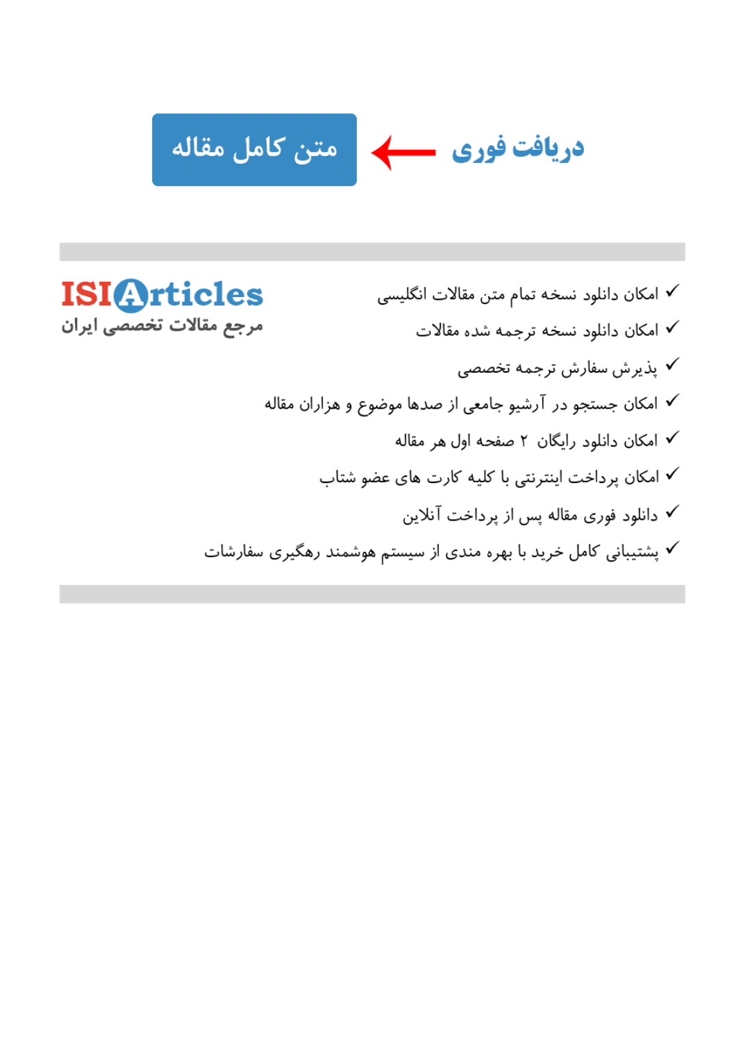دریافت فوری ← متن کامل مقاله

**ISIArticles**
مرجع مقالات تخصصی ایران

- ✓ امکان دانلود نسخه تمام متن مقالات انگلیسی
- ✓ امکان دانلود نسخه ترجمه شده مقالات
- ✓ پذیرش سفارش ترجمه تخصصی
- ✓ امکان جستجو در آرشیو جامعی از صدها موضوع و هزاران مقاله
- ✓ امکان دانلود رایگان ۲ صفحه اول هر مقاله
- ✓ امکان پرداخت اینترنتی با کلیه کارت های عضو شتاب
- ✓ دانلود فوری مقاله پس از پرداخت آنلاین
- ✓ پشتیبانی کامل خرید با بهره مندی از سیستم هوشمند رهگیری سفارشات